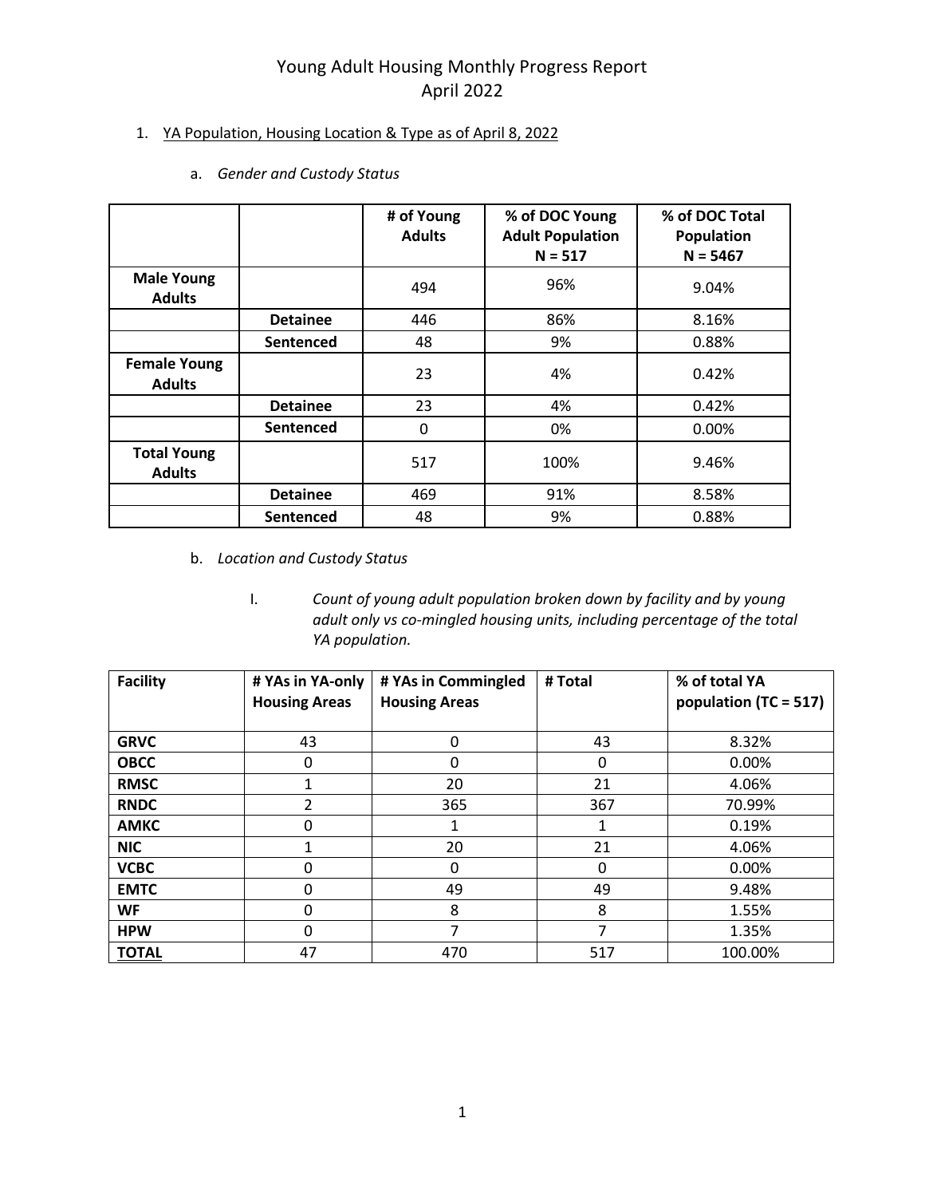# Young Adult Housing Monthly Progress Report
## April 2022

1. YA Population, Housing Location & Type as of April 8, 2022

   a. *Gender and Custody Status*

| | | # of Young Adults | % of DOC Young Adult Population N = 517 | % of DOC Total Population N = 5467 |
|---|---|---|---|---|
| **Male Young Adults** | | 494 | 96% | 9.04% |
| | **Detainee** | 446 | 86% | 8.16% |
| | **Sentenced** | 48 | 9% | 0.88% |
| **Female Young Adults** | | 23 | 4% | 0.42% |
| | **Detainee** | 23 | 4% | 0.42% |
| | **Sentenced** | 0 | 0% | 0.00% |
| **Total Young Adults** | | 517 | 100% | 9.46% |
| | **Detainee** | 469 | 91% | 8.58% |
| | **Sentenced** | 48 | 9% | 0.88% |

   b. *Location and Custody Status*

      I. *Count of young adult population broken down by facility and by young adult only vs co-mingled housing units, including percentage of the total YA population.*

| Facility | # YAs in YA-only Housing Areas | # YAs in Commingled Housing Areas | # Total | % of total YA population (TC = 517) |
|---|---|---|---|---|
| **GRVC** | 43 | 0 | 43 | 8.32% |
| **OBCC** | 0 | 0 | 0 | 0.00% |
| **RMSC** | 1 | 20 | 21 | 4.06% |
| **RNDC** | 2 | 365 | 367 | 70.99% |
| **AMKC** | 0 | 1 | 1 | 0.19% |
| **NIC** | 1 | 20 | 21 | 4.06% |
| **VCBC** | 0 | 0 | 0 | 0.00% |
| **EMTC** | 0 | 49 | 49 | 9.48% |
| **WF** | 0 | 8 | 8 | 1.55% |
| **HPW** | 0 | 7 | 7 | 1.35% |
| **TOTAL** | 47 | 470 | 517 | 100.00% |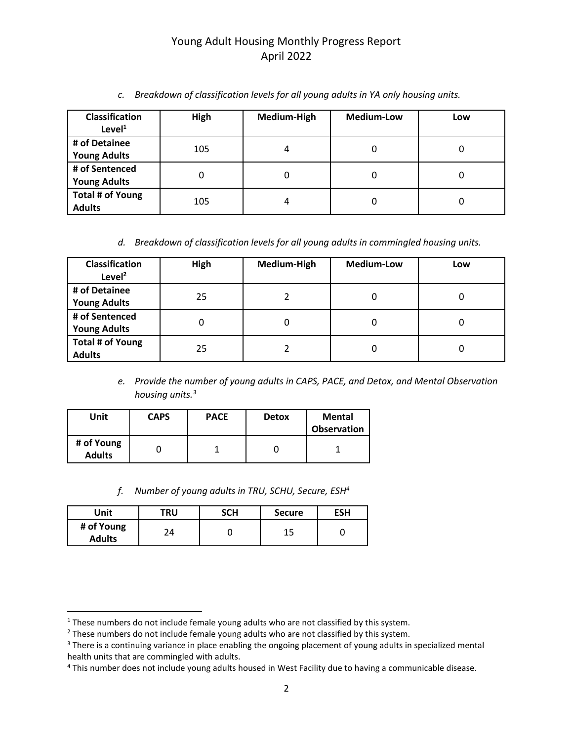Young Adult Housing Monthly Progress Report
April 2022

c. *Breakdown of classification levels for all young adults in YA only housing units.*

| Classification Level[1] | High | Medium-High | Medium-Low | Low |
|---|---|---|---|---|
| # of Detainee Young Adults | 105 | 4 | 0 | 0 |
| # of Sentenced Young Adults | 0 | 0 | 0 | 0 |
| Total # of Young Adults | 105 | 4 | 0 | 0 |

d. *Breakdown of classification levels for all young adults in commingled housing units.*

| Classification Level[2] | High | Medium-High | Medium-Low | Low |
|---|---|---|---|---|
| # of Detainee Young Adults | 25 | 2 | 0 | 0 |
| # of Sentenced Young Adults | 0 | 0 | 0 | 0 |
| Total # of Young Adults | 25 | 2 | 0 | 0 |

e. *Provide the number of young adults in CAPS, PACE, and Detox, and Mental Observation housing units.[3]*

| Unit | CAPS | PACE | Detox | Mental Observation |
|---|---|---|---|---|
| # of Young Adults | 0 | 1 | 0 | 1 |

f. *Number of young adults in TRU, SCHU, Secure, ESH[4]*

| Unit | TRU | SCH | Secure | ESH |
|---|---|---|---|---|
| # of Young Adults | 24 | 0 | 15 | 0 |

[1] These numbers do not include female young adults who are not classified by this system.
[2] These numbers do not include female young adults who are not classified by this system.
[3] There is a continuing variance in place enabling the ongoing placement of young adults in specialized mental health units that are commingled with adults.
[4] This number does not include young adults housed in West Facility due to having a communicable disease.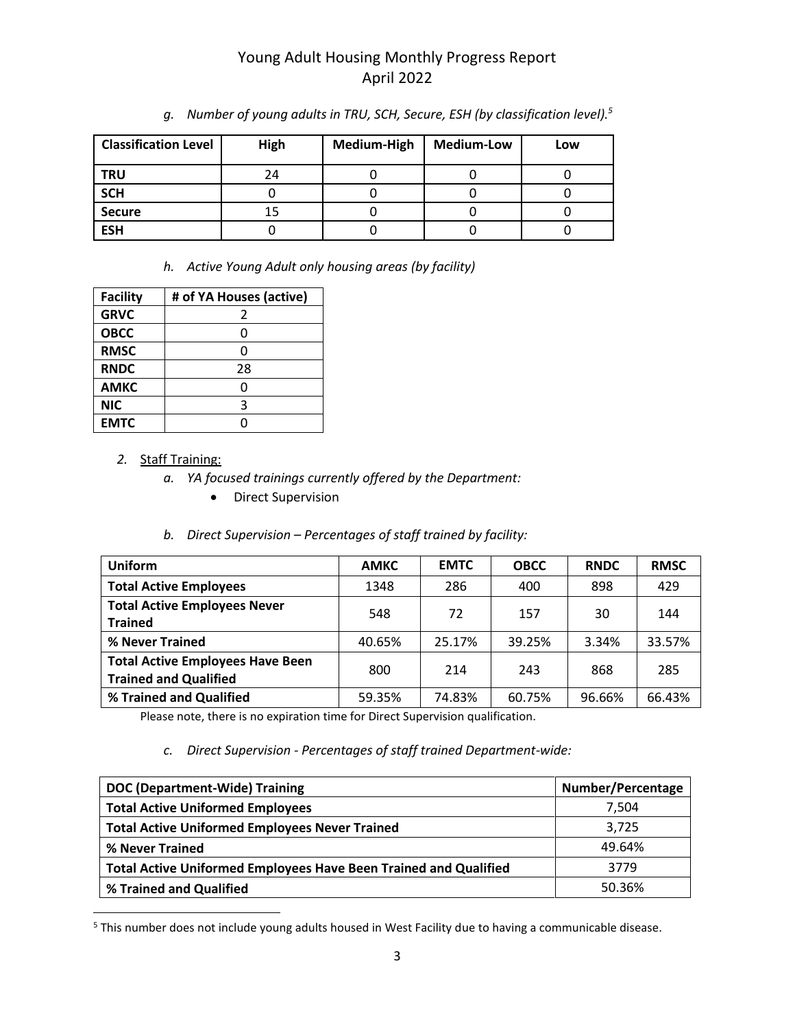# Young Adult Housing Monthly Progress Report
# April 2022

*g. Number of young adults in TRU, SCH, Secure, ESH (by classification level).*[5]

| Classification Level | High | Medium-High | Medium-Low | Low |
|---|---|---|---|---|
| **TRU** | 24 | 0 | 0 | 0 |
| **SCH** | 0 | 0 | 0 | 0 |
| **Secure** | 15 | 0 | 0 | 0 |
| **ESH** | 0 | 0 | 0 | 0 |

*h. Active Young Adult only housing areas (by facility)*

| Facility | # of YA Houses (active) |
|---|---|
| **GRVC** | 2 |
| **OBCC** | 0 |
| **RMSC** | 0 |
| **RNDC** | 28 |
| **AMKC** | 0 |
| **NIC** | 3 |
| **EMTC** | 0 |

2. Staff Training:
   *a. YA focused trainings currently offered by the Department:*
      - Direct Supervision

   *b. Direct Supervision – Percentages of staff trained by facility:*

| Uniform | AMKC | EMTC | OBCC | RNDC | RMSC |
|---|---|---|---|---|---|
| **Total Active Employees** | 1348 | 286 | 400 | 898 | 429 |
| **Total Active Employees Never Trained** | 548 | 72 | 157 | 30 | 144 |
| **% Never Trained** | 40.65% | 25.17% | 39.25% | 3.34% | 33.57% |
| **Total Active Employees Have Been Trained and Qualified** | 800 | 214 | 243 | 868 | 285 |
| **% Trained and Qualified** | 59.35% | 74.83% | 60.75% | 96.66% | 66.43% |

Please note, there is no expiration time for Direct Supervision qualification.

   *c. Direct Supervision - Percentages of staff trained Department-wide:*

| DOC (Department-Wide) Training | Number/Percentage |
|---|---|
| **Total Active Uniformed Employees** | 7,504 |
| **Total Active Uniformed Employees Never Trained** | 3,725 |
| **% Never Trained** | 49.64% |
| **Total Active Uniformed Employees Have Been Trained and Qualified** | 3779 |
| **% Trained and Qualified** | 50.36% |

[5] This number does not include young adults housed in West Facility due to having a communicable disease.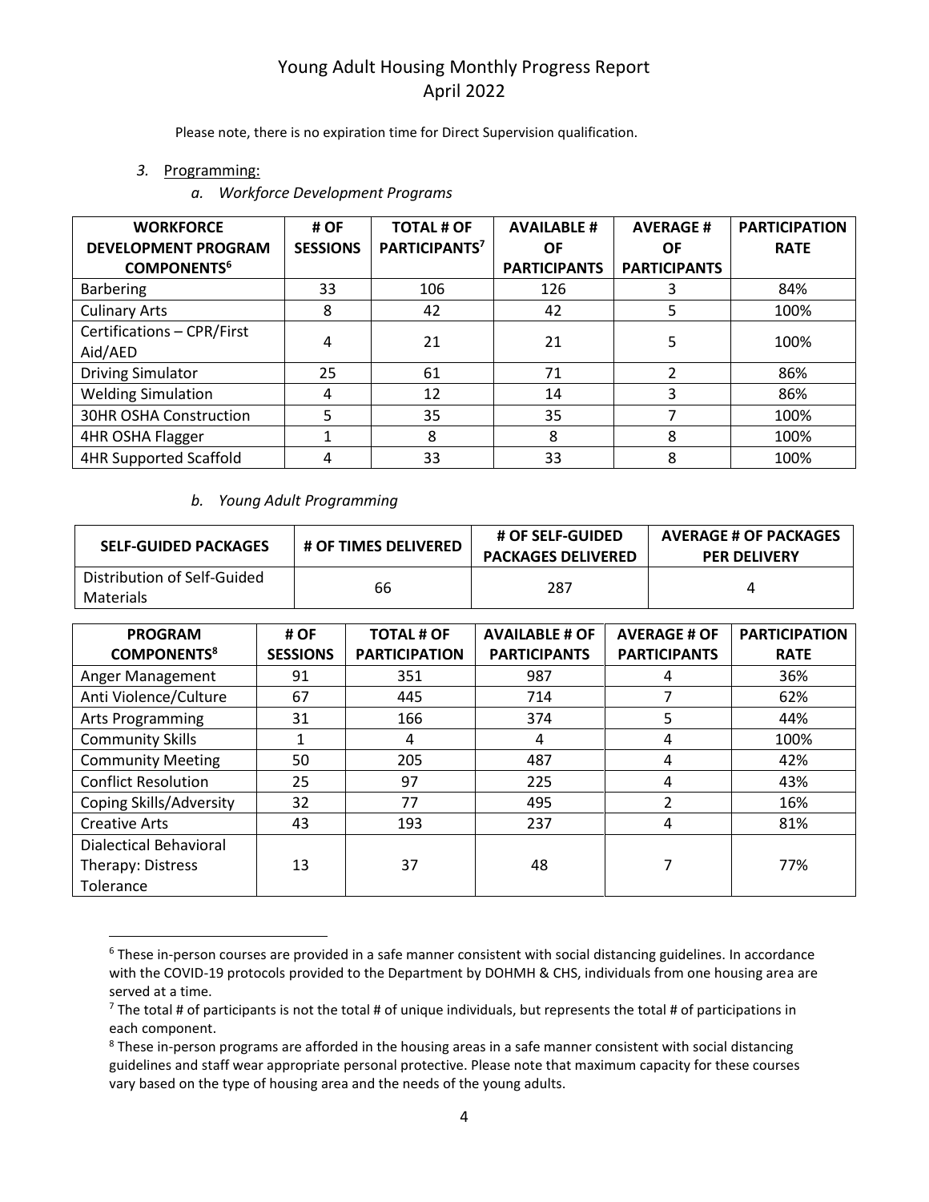Please note, there is no expiration time for Direct Supervision qualification.

3. Programming:

*a. Workforce Development Programs*

| WORKFORCE DEVELOPMENT PROGRAM COMPONENTS[6] | # OF SESSIONS | TOTAL # OF PARTICIPANTS[7] | AVAILABLE # OF PARTICIPANTS | AVERAGE # OF PARTICIPANTS | PARTICIPATION RATE |
|---|---|---|---|---|---|
| Barbering | 33 | 106 | 126 | 3 | 84% |
| Culinary Arts | 8 | 42 | 42 | 5 | 100% |
| Certifications – CPR/First Aid/AED | 4 | 21 | 21 | 5 | 100% |
| Driving Simulator | 25 | 61 | 71 | 2 | 86% |
| Welding Simulation | 4 | 12 | 14 | 3 | 86% |
| 30HR OSHA Construction | 5 | 35 | 35 | 7 | 100% |
| 4HR OSHA Flagger | 1 | 8 | 8 | 8 | 100% |
| 4HR Supported Scaffold | 4 | 33 | 33 | 8 | 100% |

*b. Young Adult Programming*

| SELF-GUIDED PACKAGES | # OF TIMES DELIVERED | # OF SELF-GUIDED PACKAGES DELIVERED | AVERAGE # OF PACKAGES PER DELIVERY |
|---|---|---|---|
| Distribution of Self-Guided Materials | 66 | 287 | 4 |

| PROGRAM COMPONENTS[8] | # OF SESSIONS | TOTAL # OF PARTICIPATION | AVAILABLE # OF PARTICIPANTS | AVERAGE # OF PARTICIPANTS | PARTICIPATION RATE |
|---|---|---|---|---|---|
| Anger Management | 91 | 351 | 987 | 4 | 36% |
| Anti Violence/Culture | 67 | 445 | 714 | 7 | 62% |
| Arts Programming | 31 | 166 | 374 | 5 | 44% |
| Community Skills | 1 | 4 | 4 | 4 | 100% |
| Community Meeting | 50 | 205 | 487 | 4 | 42% |
| Conflict Resolution | 25 | 97 | 225 | 4 | 43% |
| Coping Skills/Adversity | 32 | 77 | 495 | 2 | 16% |
| Creative Arts | 43 | 193 | 237 | 4 | 81% |
| Dialectical Behavioral Therapy: Distress Tolerance | 13 | 37 | 48 | 7 | 77% |

[6] These in-person courses are provided in a safe manner consistent with social distancing guidelines. In accordance with the COVID-19 protocols provided to the Department by DOHMH & CHS, individuals from one housing area are served at a time.

[7] The total # of participants is not the total # of unique individuals, but represents the total # of participations in each component.

[8] These in-person programs are afforded in the housing areas in a safe manner consistent with social distancing guidelines and staff wear appropriate personal protective. Please note that maximum capacity for these courses vary based on the type of housing area and the needs of the young adults.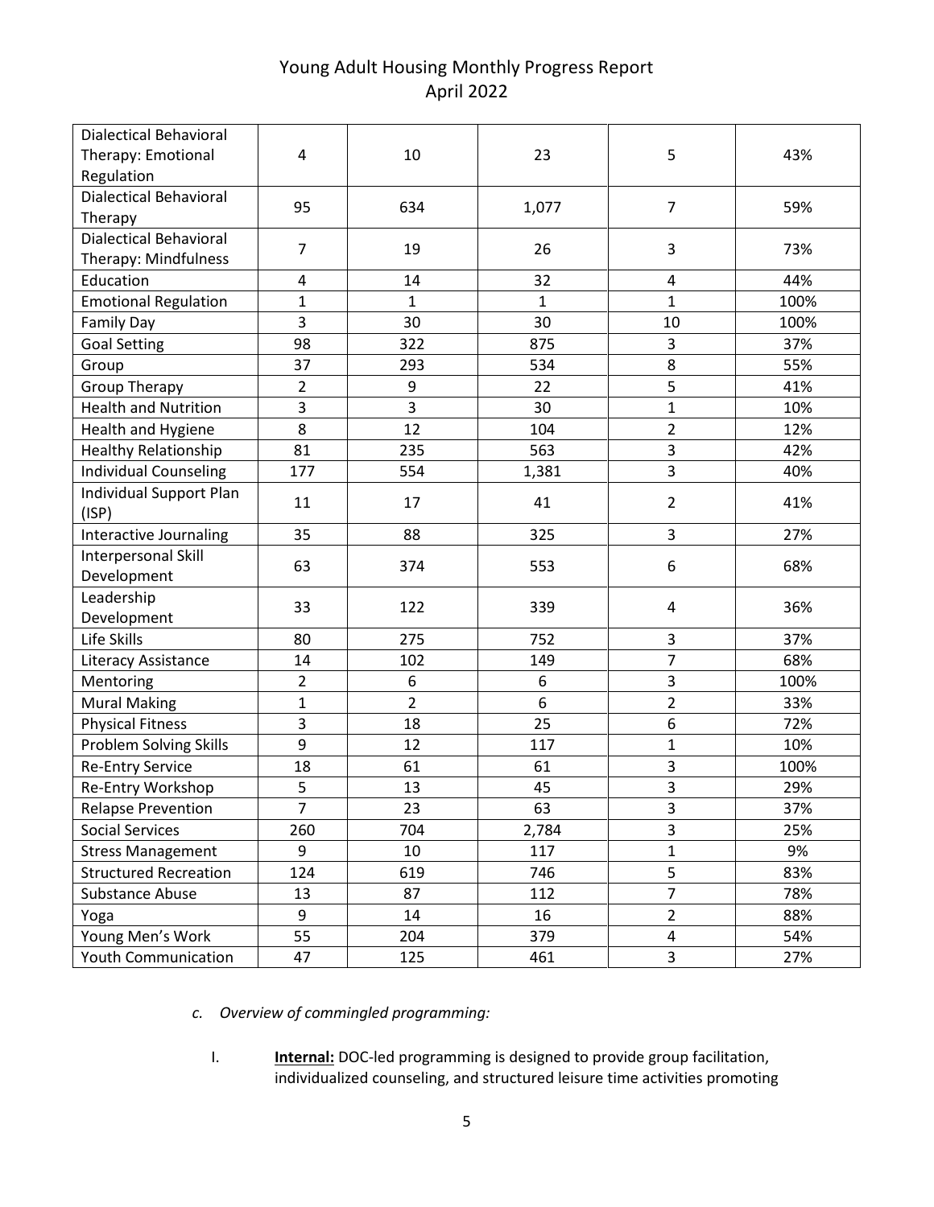| | | | | | |
|---|---|---|---|---|---|
| Dialectical Behavioral Therapy: Emotional Regulation | 4 | 10 | 23 | 5 | 43% |
| Dialectical Behavioral Therapy | 95 | 634 | 1,077 | 7 | 59% |
| Dialectical Behavioral Therapy: Mindfulness | 7 | 19 | 26 | 3 | 73% |
| Education | 4 | 14 | 32 | 4 | 44% |
| Emotional Regulation | 1 | 1 | 1 | 1 | 100% |
| Family Day | 3 | 30 | 30 | 10 | 100% |
| Goal Setting | 98 | 322 | 875 | 3 | 37% |
| Group | 37 | 293 | 534 | 8 | 55% |
| Group Therapy | 2 | 9 | 22 | 5 | 41% |
| Health and Nutrition | 3 | 3 | 30 | 1 | 10% |
| Health and Hygiene | 8 | 12 | 104 | 2 | 12% |
| Healthy Relationship | 81 | 235 | 563 | 3 | 42% |
| Individual Counseling | 177 | 554 | 1,381 | 3 | 40% |
| Individual Support Plan (ISP) | 11 | 17 | 41 | 2 | 41% |
| Interactive Journaling | 35 | 88 | 325 | 3 | 27% |
| Interpersonal Skill Development | 63 | 374 | 553 | 6 | 68% |
| Leadership Development | 33 | 122 | 339 | 4 | 36% |
| Life Skills | 80 | 275 | 752 | 3 | 37% |
| Literacy Assistance | 14 | 102 | 149 | 7 | 68% |
| Mentoring | 2 | 6 | 6 | 3 | 100% |
| Mural Making | 1 | 2 | 6 | 2 | 33% |
| Physical Fitness | 3 | 18 | 25 | 6 | 72% |
| Problem Solving Skills | 9 | 12 | 117 | 1 | 10% |
| Re-Entry Service | 18 | 61 | 61 | 3 | 100% |
| Re-Entry Workshop | 5 | 13 | 45 | 3 | 29% |
| Relapse Prevention | 7 | 23 | 63 | 3 | 37% |
| Social Services | 260 | 704 | 2,784 | 3 | 25% |
| Stress Management | 9 | 10 | 117 | 1 | 9% |
| Structured Recreation | 124 | 619 | 746 | 5 | 83% |
| Substance Abuse | 13 | 87 | 112 | 7 | 78% |
| Yoga | 9 | 14 | 16 | 2 | 88% |
| Young Men's Work | 55 | 204 | 379 | 4 | 54% |
| Youth Communication | 47 | 125 | 461 | 3 | 27% |

c. *Overview of commingled programming:*

I. **Internal:** DOC-led programming is designed to provide group facilitation, individualized counseling, and structured leisure time activities promoting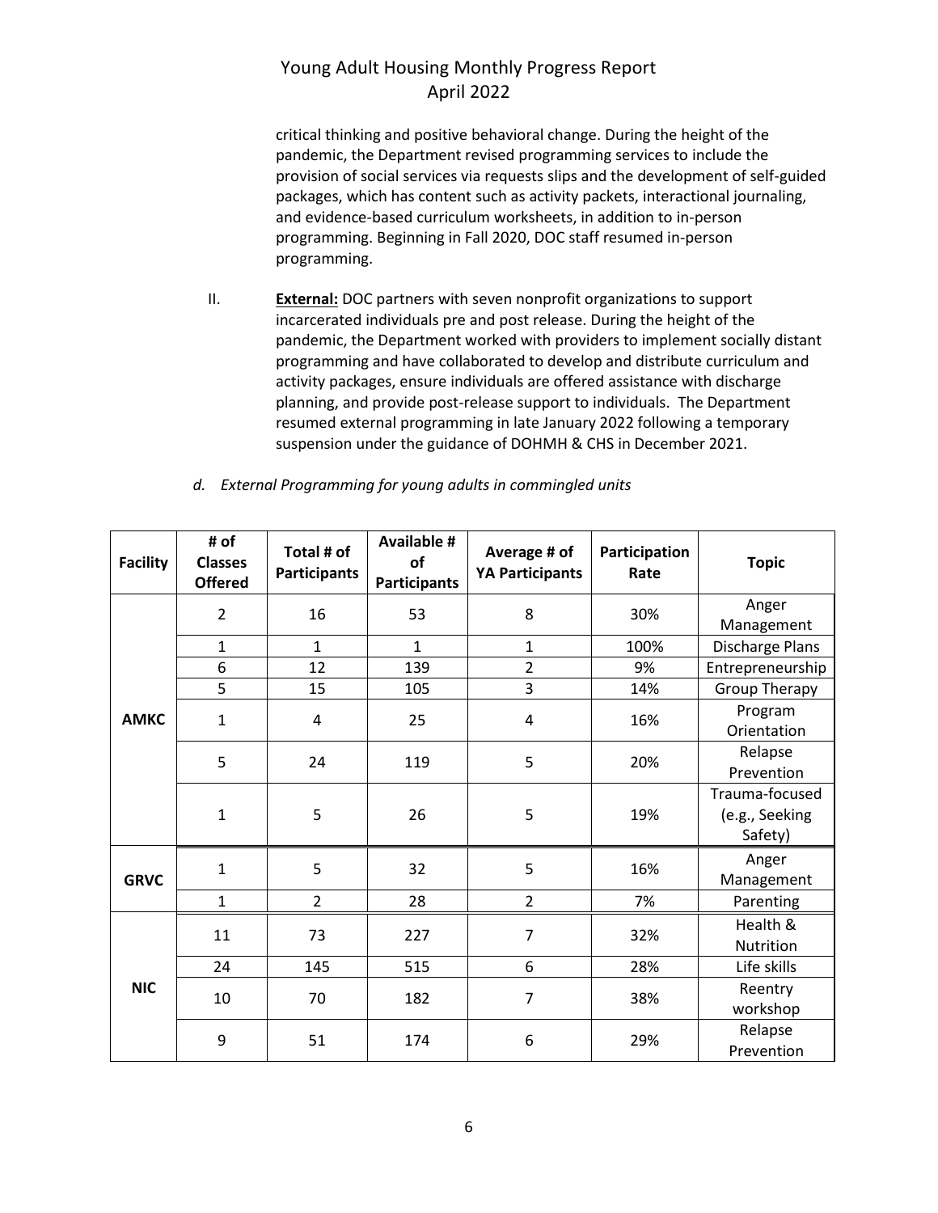critical thinking and positive behavioral change. During the height of the pandemic, the Department revised programming services to include the provision of social services via requests slips and the development of self-guided packages, which has content such as activity packets, interactional journaling, and evidence-based curriculum worksheets, in addition to in-person programming. Beginning in Fall 2020, DOC staff resumed in-person programming.

II. **External:** DOC partners with seven nonprofit organizations to support incarcerated individuals pre and post release. During the height of the pandemic, the Department worked with providers to implement socially distant programming and have collaborated to develop and distribute curriculum and activity packages, ensure individuals are offered assistance with discharge planning, and provide post-release support to individuals. The Department resumed external programming in late January 2022 following a temporary suspension under the guidance of DOHMH & CHS in December 2021.

*d. External Programming for young adults in commingled units*

| Facility | # of Classes Offered | Total # of Participants | Available # of Participants | Average # of YA Participants | Participation Rate | Topic |
|---|---|---|---|---|---|---|
| AMKC | 2 | 16 | 53 | 8 | 30% | Anger Management |
| | 1 | 1 | 1 | 1 | 100% | Discharge Plans |
| | 6 | 12 | 139 | 2 | 9% | Entrepreneurship |
| | 5 | 15 | 105 | 3 | 14% | Group Therapy |
| | 1 | 4 | 25 | 4 | 16% | Program Orientation |
| | 5 | 24 | 119 | 5 | 20% | Relapse Prevention |
| | 1 | 5 | 26 | 5 | 19% | Trauma-focused (e.g., Seeking Safety) |
| GRVC | 1 | 5 | 32 | 5 | 16% | Anger Management |
| | 1 | 2 | 28 | 2 | 7% | Parenting |
| NIC | 11 | 73 | 227 | 7 | 32% | Health & Nutrition |
| | 24 | 145 | 515 | 6 | 28% | Life skills |
| | 10 | 70 | 182 | 7 | 38% | Reentry workshop |
| | 9 | 51 | 174 | 6 | 29% | Relapse Prevention |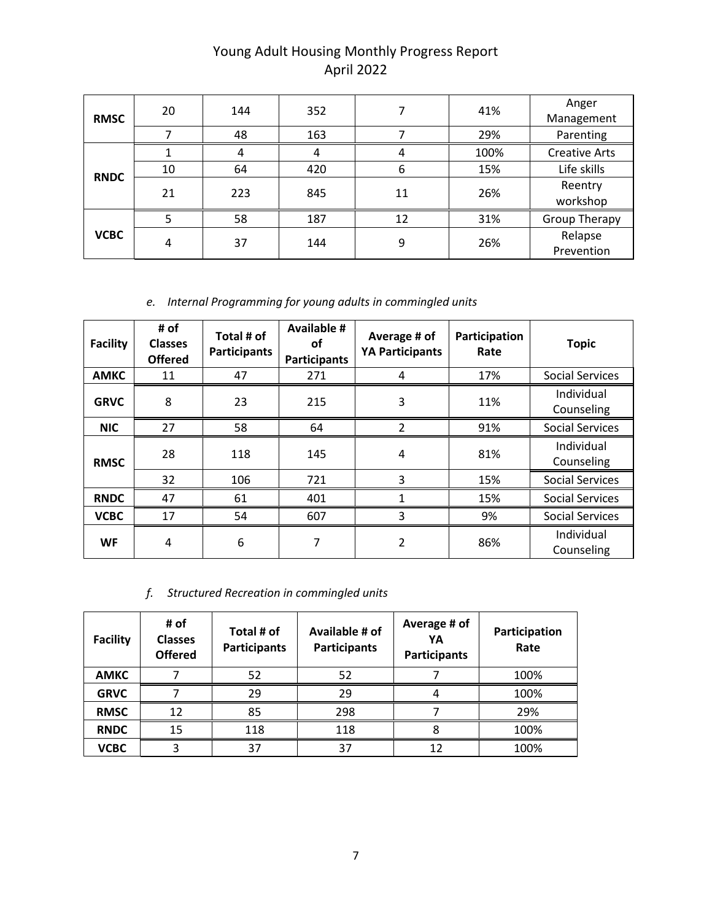Young Adult Housing Monthly Progress Report
April 2022

| | | | | | | |
|---|---|---|---|---|---|---|
| **RMSC** | 20 | 144 | 352 | 7 | 41% | Anger Management |
| | 7 | 48 | 163 | 7 | 29% | Parenting |
| **RNDC** | 1 | 4 | 4 | 4 | 100% | Creative Arts |
| | 10 | 64 | 420 | 6 | 15% | Life skills |
| | 21 | 223 | 845 | 11 | 26% | Reentry workshop |
| **VCBC** | 5 | 58 | 187 | 12 | 31% | Group Therapy |
| | 4 | 37 | 144 | 9 | 26% | Relapse Prevention |

*e. Internal Programming for young adults in commingled units*

| Facility | # of Classes Offered | Total # of Participants | Available # of Participants | Average # of YA Participants | Participation Rate | Topic |
|---|---|---|---|---|---|---|
| **AMKC** | 11 | 47 | 271 | 4 | 17% | Social Services |
| **GRVC** | 8 | 23 | 215 | 3 | 11% | Individual Counseling |
| **NIC** | 27 | 58 | 64 | 2 | 91% | Social Services |
| **RMSC** | 28 | 118 | 145 | 4 | 81% | Individual Counseling |
| | 32 | 106 | 721 | 3 | 15% | Social Services |
| **RNDC** | 47 | 61 | 401 | 1 | 15% | Social Services |
| **VCBC** | 17 | 54 | 607 | 3 | 9% | Social Services |
| **WF** | 4 | 6 | 7 | 2 | 86% | Individual Counseling |

*f. Structured Recreation in commingled units*

| Facility | # of Classes Offered | Total # of Participants | Available # of Participants | Average # of YA Participants | Participation Rate |
|---|---|---|---|---|---|
| **AMKC** | 7 | 52 | 52 | 7 | 100% |
| **GRVC** | 7 | 29 | 29 | 4 | 100% |
| **RMSC** | 12 | 85 | 298 | 7 | 29% |
| **RNDC** | 15 | 118 | 118 | 8 | 100% |
| **VCBC** | 3 | 37 | 37 | 12 | 100% |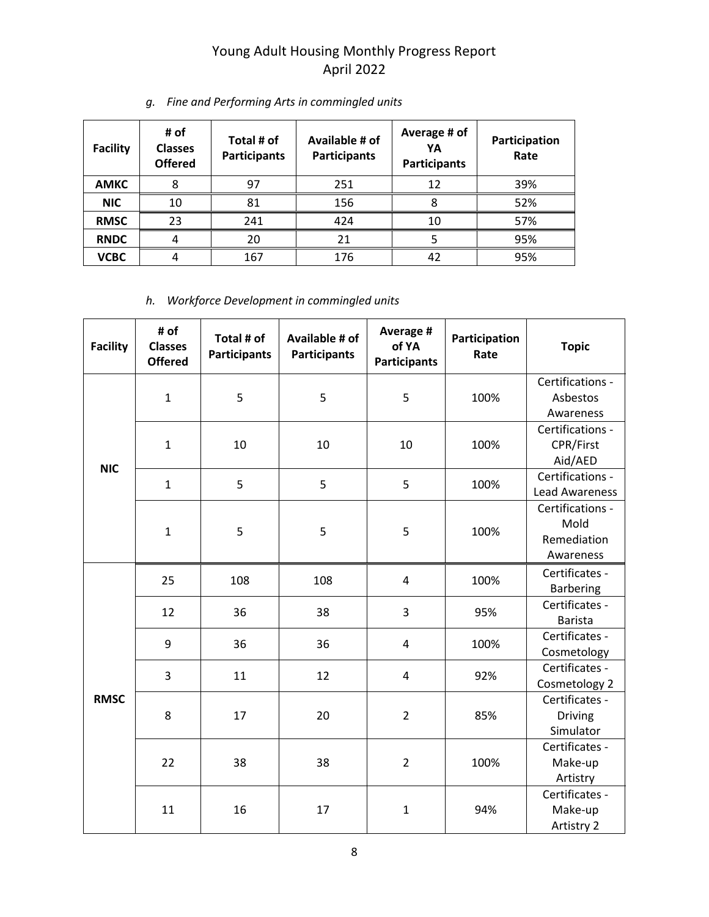# Young Adult Housing Monthly Progress Report
## April 2022

*g. Fine and Performing Arts in commingled units*

| Facility | # of Classes Offered | Total # of Participants | Available # of Participants | Average # of YA Participants | Participation Rate |
|---|---|---|---|---|---|
| **AMKC** | 8 | 97 | 251 | 12 | 39% |
| **NIC** | 10 | 81 | 156 | 8 | 52% |
| **RMSC** | 23 | 241 | 424 | 10 | 57% |
| **RNDC** | 4 | 20 | 21 | 5 | 95% |
| **VCBC** | 4 | 167 | 176 | 42 | 95% |

*h. Workforce Development in commingled units*

| Facility | # of Classes Offered | Total # of Participants | Available # of Participants | Average # of YA Participants | Participation Rate | Topic |
|---|---|---|---|---|---|---|
| **NIC** | 1 | 5 | 5 | 5 | 100% | Certifications - Asbestos Awareness |
| | 1 | 10 | 10 | 10 | 100% | Certifications - CPR/First Aid/AED |
| | 1 | 5 | 5 | 5 | 100% | Certifications - Lead Awareness |
| | 1 | 5 | 5 | 5 | 100% | Certifications - Mold Remediation Awareness |
| **RMSC** | 25 | 108 | 108 | 4 | 100% | Certificates - Barbering |
| | 12 | 36 | 38 | 3 | 95% | Certificates - Barista |
| | 9 | 36 | 36 | 4 | 100% | Certificates - Cosmetology |
| | 3 | 11 | 12 | 4 | 92% | Certificates - Cosmetology 2 |
| | 8 | 17 | 20 | 2 | 85% | Certificates - Driving Simulator |
| | 22 | 38 | 38 | 2 | 100% | Certificates - Make-up Artistry |
| | 11 | 16 | 17 | 1 | 94% | Certificates - Make-up Artistry 2 |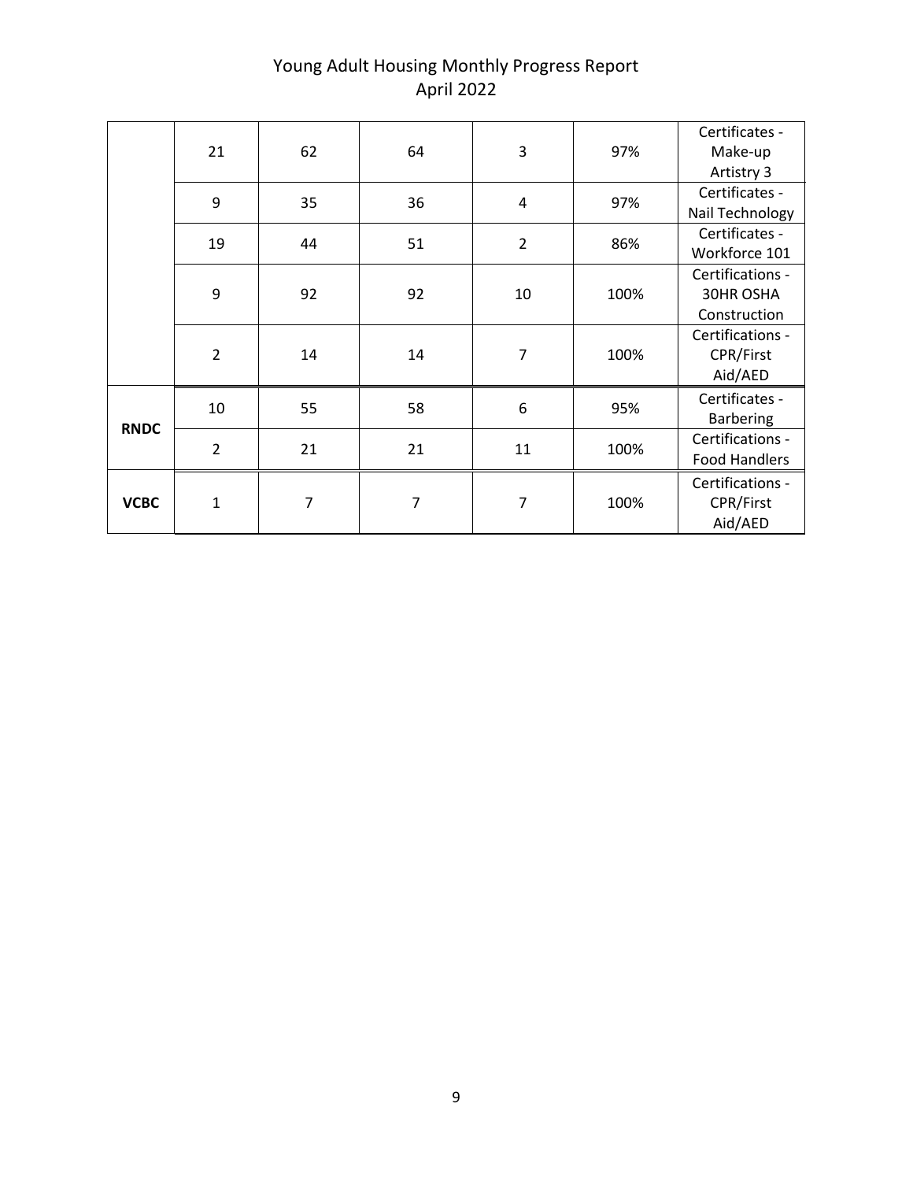# Young Adult Housing Monthly Progress Report
April 2022

| | | | | | | |
|---|---|---|---|---|---|---|
| | 21 | 62 | 64 | 3 | 97% | Certificates - Make-up Artistry 3 |
| | 9 | 35 | 36 | 4 | 97% | Certificates - Nail Technology |
| | 19 | 44 | 51 | 2 | 86% | Certificates - Workforce 101 |
| | 9 | 92 | 92 | 10 | 100% | Certifications - 30HR OSHA Construction |
| | 2 | 14 | 14 | 7 | 100% | Certifications - CPR/First Aid/AED |
| **RNDC** | 10 | 55 | 58 | 6 | 95% | Certificates - Barbering |
| | 2 | 21 | 21 | 11 | 100% | Certifications - Food Handlers |
| **VCBC** | 1 | 7 | 7 | 7 | 100% | Certifications - CPR/First Aid/AED |